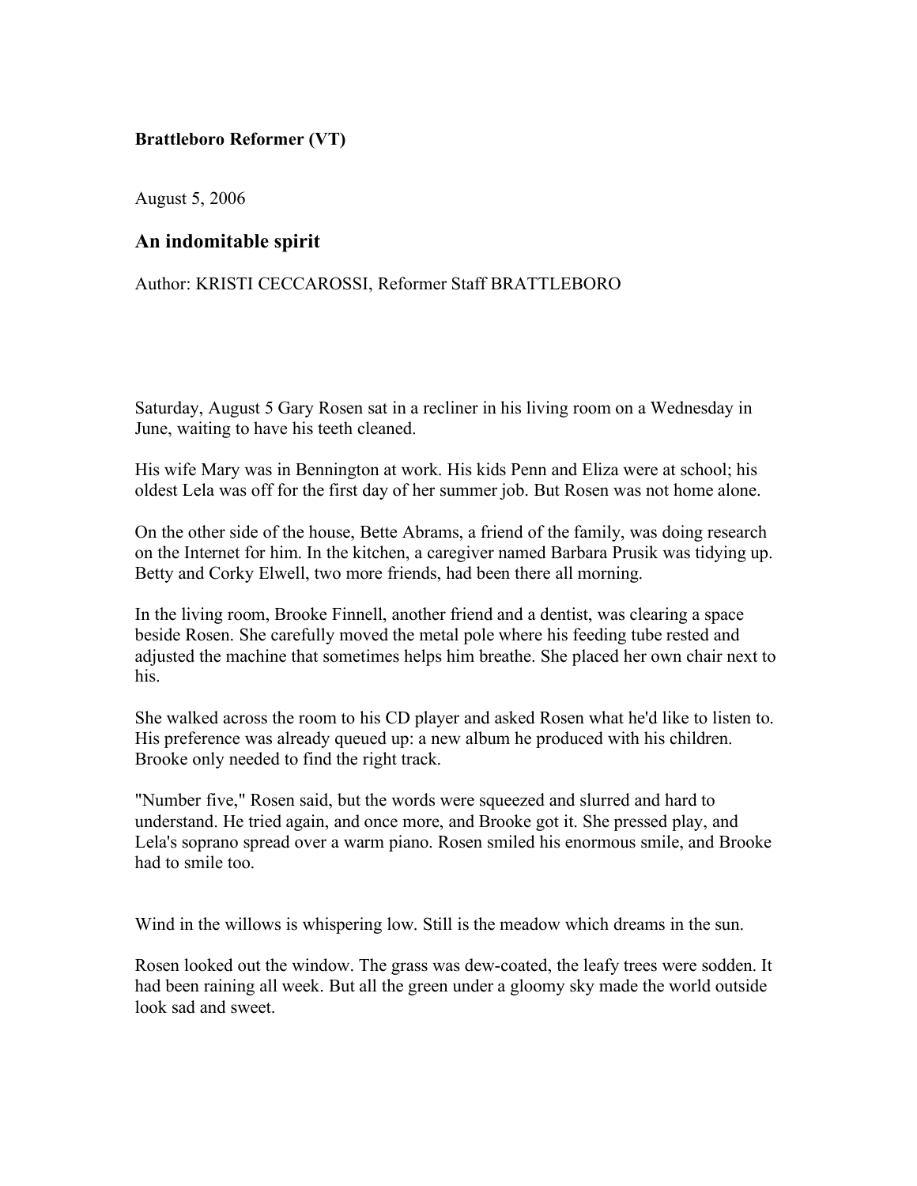**Brattleboro Reformer (VT)**

August 5, 2006

## An indomitable spirit

Author: KRISTI CECCAROSSI, Reformer Staff BRATTLEBORO

Saturday, August 5 Gary Rosen sat in a recliner in his living room on a Wednesday in June, waiting to have his teeth cleaned.

His wife Mary was in Bennington at work. His kids Penn and Eliza were at school; his oldest Lela was off for the first day of her summer job. But Rosen was not home alone.

On the other side of the house, Bette Abrams, a friend of the family, was doing research on the Internet for him. In the kitchen, a caregiver named Barbara Prusik was tidying up. Betty and Corky Elwell, two more friends, had been there all morning.

In the living room, Brooke Finnell, another friend and a dentist, was clearing a space beside Rosen. She carefully moved the metal pole where his feeding tube rested and adjusted the machine that sometimes helps him breathe. She placed her own chair next to his.

She walked across the room to his CD player and asked Rosen what he'd like to listen to. His preference was already queued up: a new album he produced with his children. Brooke only needed to find the right track.

"Number five," Rosen said, but the words were squeezed and slurred and hard to understand. He tried again, and once more, and Brooke got it. She pressed play, and Lela's soprano spread over a warm piano. Rosen smiled his enormous smile, and Brooke had to smile too.

Wind in the willows is whispering low. Still is the meadow which dreams in the sun.

Rosen looked out the window. The grass was dew-coated, the leafy trees were sodden. It had been raining all week. But all the green under a gloomy sky made the world outside look sad and sweet.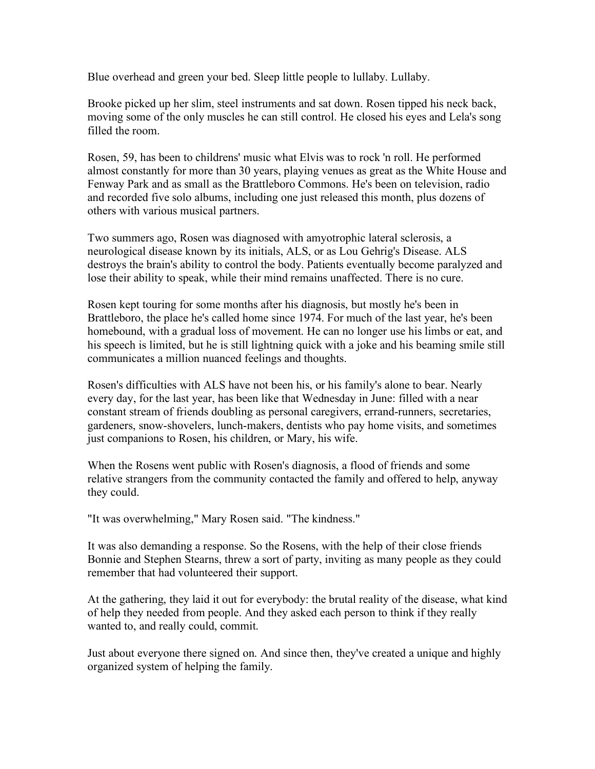Blue overhead and green your bed. Sleep little people to lullaby. Lullaby.

Brooke picked up her slim, steel instruments and sat down. Rosen tipped his neck back, moving some of the only muscles he can still control. He closed his eyes and Lela's song filled the room.

Rosen, 59, has been to childrens' music what Elvis was to rock 'n roll. He performed almost constantly for more than 30 years, playing venues as great as the White House and Fenway Park and as small as the Brattleboro Commons. He's been on television, radio and recorded five solo albums, including one just released this month, plus dozens of others with various musical partners.

Two summers ago, Rosen was diagnosed with amyotrophic lateral sclerosis, a neurological disease known by its initials, ALS, or as Lou Gehrig's Disease. ALS destroys the brain's ability to control the body. Patients eventually become paralyzed and lose their ability to speak, while their mind remains unaffected. There is no cure.

Rosen kept touring for some months after his diagnosis, but mostly he's been in Brattleboro, the place he's called home since 1974. For much of the last year, he's been homebound, with a gradual loss of movement. He can no longer use his limbs or eat, and his speech is limited, but he is still lightning quick with a joke and his beaming smile still communicates a million nuanced feelings and thoughts.

Rosen's difficulties with ALS have not been his, or his family's alone to bear. Nearly every day, for the last year, has been like that Wednesday in June: filled with a near constant stream of friends doubling as personal caregivers, errand-runners, secretaries, gardeners, snow-shovelers, lunch-makers, dentists who pay home visits, and sometimes just companions to Rosen, his children, or Mary, his wife.

When the Rosens went public with Rosen's diagnosis, a flood of friends and some relative strangers from the community contacted the family and offered to help, anyway they could.

"It was overwhelming," Mary Rosen said. "The kindness."

It was also demanding a response. So the Rosens, with the help of their close friends Bonnie and Stephen Stearns, threw a sort of party, inviting as many people as they could remember that had volunteered their support.

At the gathering, they laid it out for everybody: the brutal reality of the disease, what kind of help they needed from people. And they asked each person to think if they really wanted to, and really could, commit.

Just about everyone there signed on. And since then, they've created a unique and highly organized system of helping the family.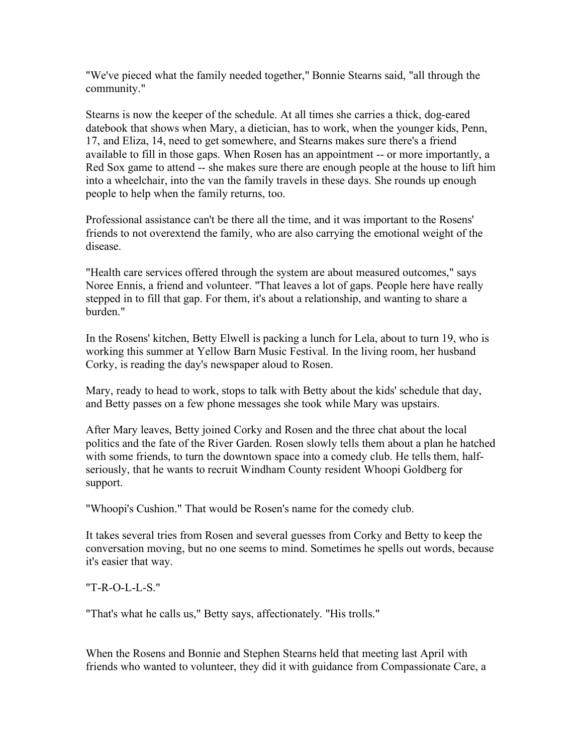"We've pieced what the family needed together," Bonnie Stearns said, "all through the community."

Stearns is now the keeper of the schedule. At all times she carries a thick, dog-eared datebook that shows when Mary, a dietician, has to work, when the younger kids, Penn, 17, and Eliza, 14, need to get somewhere, and Stearns makes sure there's a friend available to fill in those gaps. When Rosen has an appointment -- or more importantly, a Red Sox game to attend -- she makes sure there are enough people at the house to lift him into a wheelchair, into the van the family travels in these days. She rounds up enough people to help when the family returns, too.

Professional assistance can't be there all the time, and it was important to the Rosens' friends to not overextend the family, who are also carrying the emotional weight of the disease.

"Health care services offered through the system are about measured outcomes," says Noree Ennis, a friend and volunteer. "That leaves a lot of gaps. People here have really stepped in to fill that gap. For them, it's about a relationship, and wanting to share a burden."

In the Rosens' kitchen, Betty Elwell is packing a lunch for Lela, about to turn 19, who is working this summer at Yellow Barn Music Festival. In the living room, her husband Corky, is reading the day's newspaper aloud to Rosen.

Mary, ready to head to work, stops to talk with Betty about the kids' schedule that day, and Betty passes on a few phone messages she took while Mary was upstairs.

After Mary leaves, Betty joined Corky and Rosen and the three chat about the local politics and the fate of the River Garden. Rosen slowly tells them about a plan he hatched with some friends, to turn the downtown space into a comedy club. He tells them, half-seriously, that he wants to recruit Windham County resident Whoopi Goldberg for support.

"Whoopi's Cushion." That would be Rosen's name for the comedy club.

It takes several tries from Rosen and several guesses from Corky and Betty to keep the conversation moving, but no one seems to mind. Sometimes he spells out words, because it's easier that way.

"T-R-O-L-L-S."

"That's what he calls us," Betty says, affectionately. "His trolls."

When the Rosens and Bonnie and Stephen Stearns held that meeting last April with friends who wanted to volunteer, they did it with guidance from Compassionate Care, a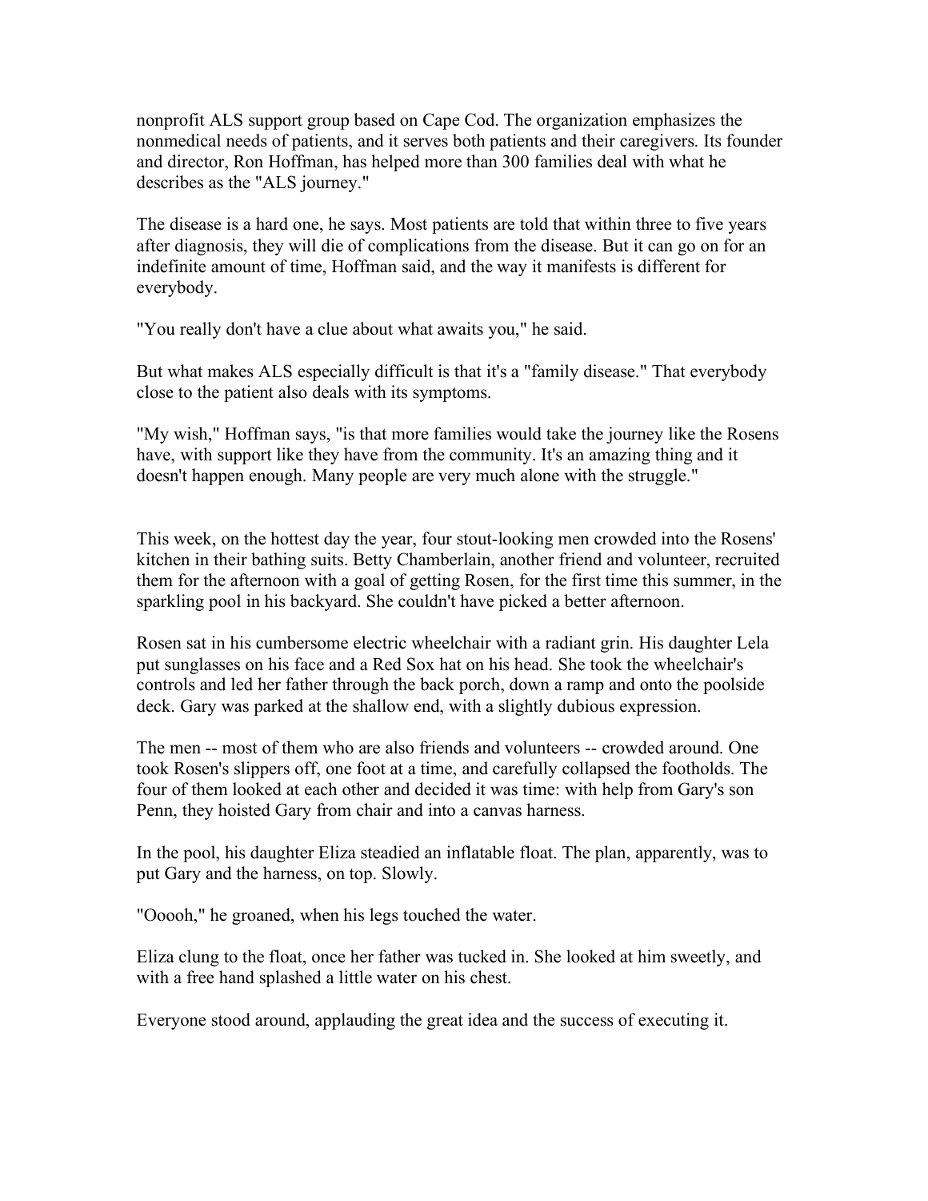nonprofit ALS support group based on Cape Cod. The organization emphasizes the nonmedical needs of patients, and it serves both patients and their caregivers. Its founder and director, Ron Hoffman, has helped more than 300 families deal with what he describes as the "ALS journey."

The disease is a hard one, he says. Most patients are told that within three to five years after diagnosis, they will die of complications from the disease. But it can go on for an indefinite amount of time, Hoffman said, and the way it manifests is different for everybody.

"You really don't have a clue about what awaits you," he said.

But what makes ALS especially difficult is that it's a "family disease." That everybody close to the patient also deals with its symptoms.

"My wish," Hoffman says, "is that more families would take the journey like the Rosens have, with support like they have from the community. It's an amazing thing and it doesn't happen enough. Many people are very much alone with the struggle."

This week, on the hottest day the year, four stout-looking men crowded into the Rosens' kitchen in their bathing suits. Betty Chamberlain, another friend and volunteer, recruited them for the afternoon with a goal of getting Rosen, for the first time this summer, in the sparkling pool in his backyard. She couldn't have picked a better afternoon.

Rosen sat in his cumbersome electric wheelchair with a radiant grin. His daughter Lela put sunglasses on his face and a Red Sox hat on his head. She took the wheelchair's controls and led her father through the back porch, down a ramp and onto the poolside deck. Gary was parked at the shallow end, with a slightly dubious expression.

The men -- most of them who are also friends and volunteers -- crowded around. One took Rosen's slippers off, one foot at a time, and carefully collapsed the footholds. The four of them looked at each other and decided it was time: with help from Gary's son Penn, they hoisted Gary from chair and into a canvas harness.

In the pool, his daughter Eliza steadied an inflatable float. The plan, apparently, was to put Gary and the harness, on top. Slowly.

"Ooooh," he groaned, when his legs touched the water.

Eliza clung to the float, once her father was tucked in. She looked at him sweetly, and with a free hand splashed a little water on his chest.

Everyone stood around, applauding the great idea and the success of executing it.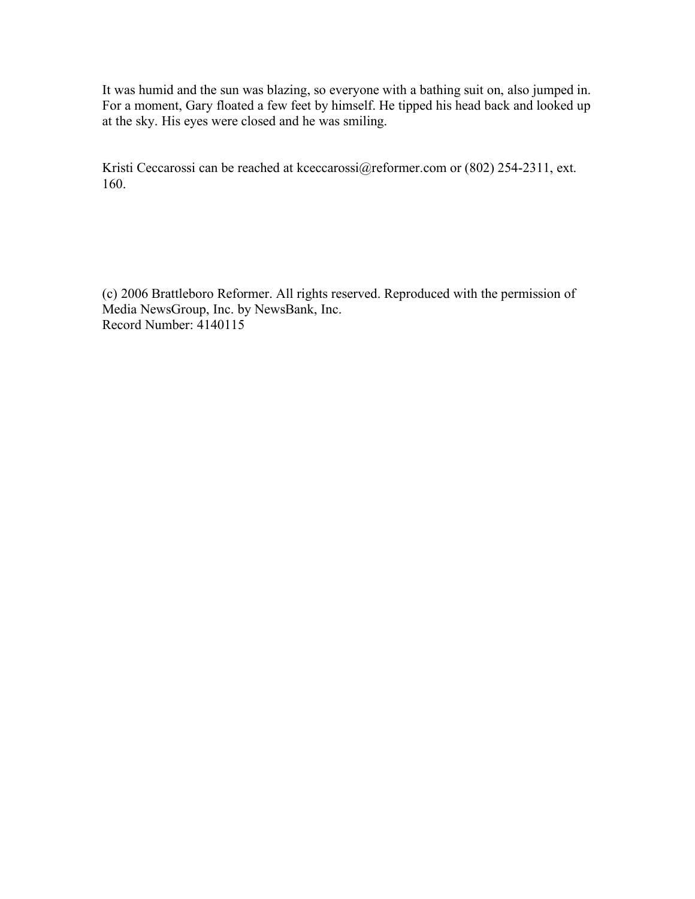It was humid and the sun was blazing, so everyone with a bathing suit on, also jumped in. For a moment, Gary floated a few feet by himself. He tipped his head back and looked up at the sky. His eyes were closed and he was smiling.

Kristi Ceccarossi can be reached at kceccarossi@reformer.com or (802) 254-2311, ext. 160.

(c) 2006 Brattleboro Reformer. All rights reserved. Reproduced with the permission of Media NewsGroup, Inc. by NewsBank, Inc.
Record Number: 4140115